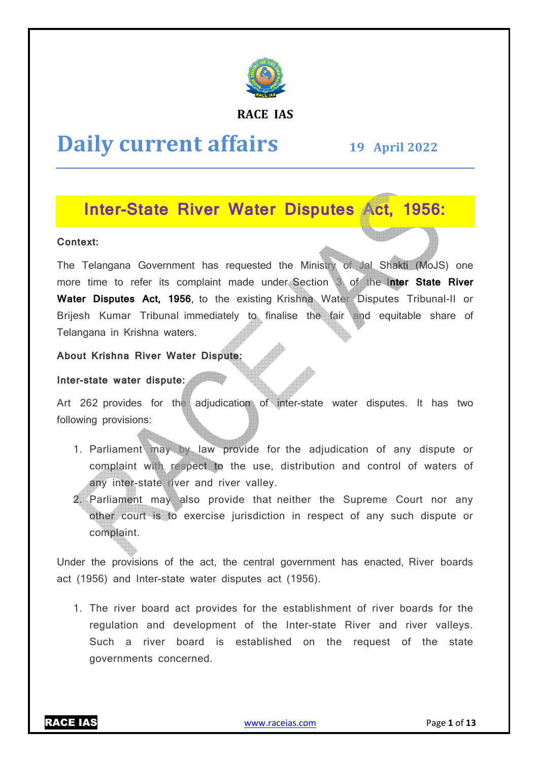RACE IAS

# Daily current affairs

**19 April 2022**

## Inter-State River Water Disputes Act, 1956:

**Context:**

The Telangana Government has requested the Ministry of Jal Shakti (MoJS) one more time to refer its complaint made under Section 3 of the **Inter State River Water Disputes Act, 1956**, to the existing Krishna Water Disputes Tribunal-II or Brijesh Kumar Tribunal immediately to finalise the fair and equitable share of Telangana in Krishna waters.

**About Krishna River Water Dispute:**

**Inter-state water dispute:**

Art 262 provides for the adjudication of inter-state water disputes. It has two following provisions:

1. Parliament may by law provide for the adjudication of any dispute or complaint with respect to the use, distribution and control of waters of any inter-state river and river valley.
2. Parliament may also provide that neither the Supreme Court nor any other court is to exercise jurisdiction in respect of any such dispute or complaint.

Under the provisions of the act, the central government has enacted, River boards act (1956) and Inter-state water disputes act (1956).

1. The river board act provides for the establishment of river boards for the regulation and development of the Inter-state River and river valleys. Such a river board is established on the request of the state governments concerned.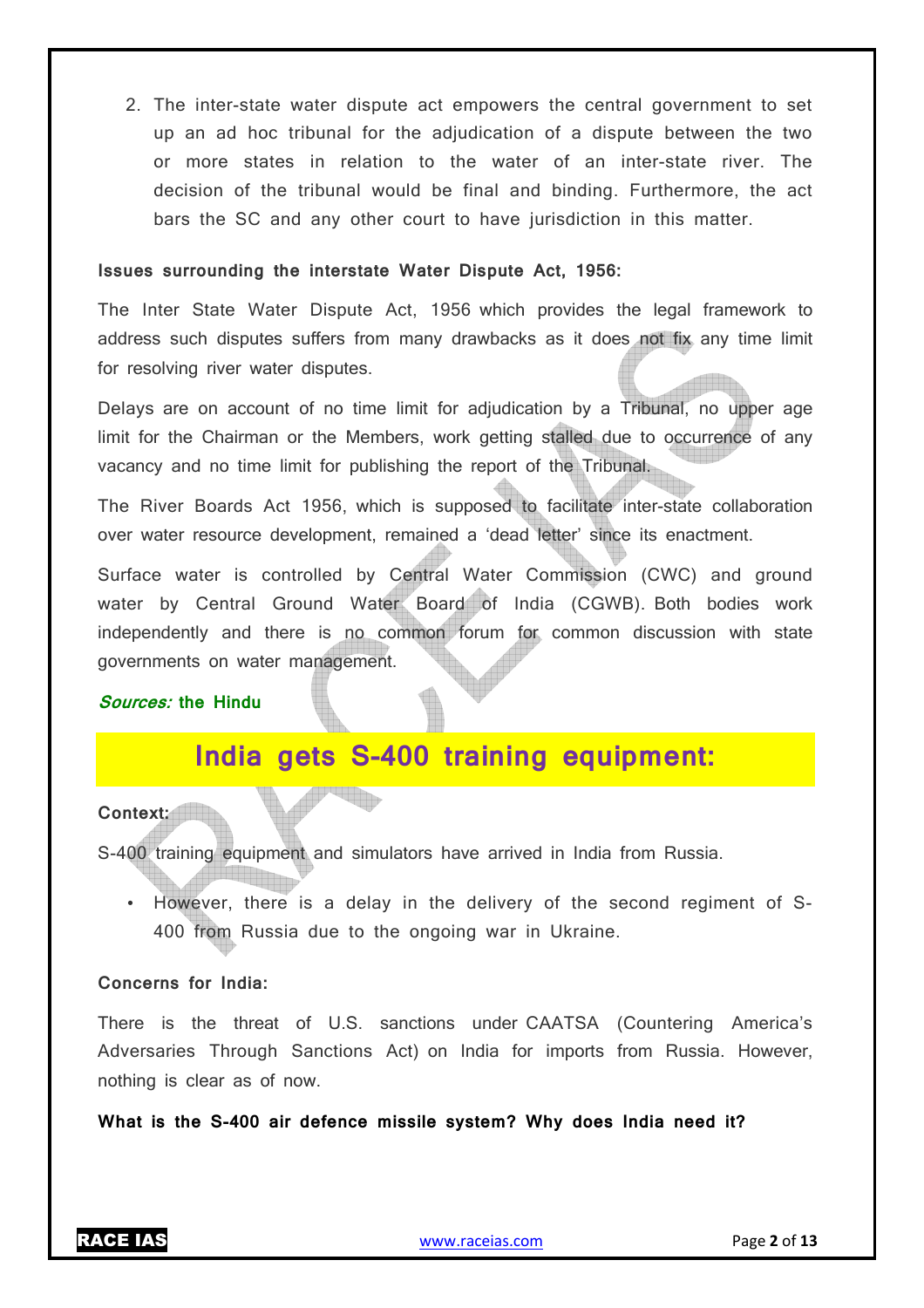2. The inter-state water dispute act empowers the central government to set up an ad hoc tribunal for the adjudication of a dispute between the two or more states in relation to the water of an inter-state river. The decision of the tribunal would be final and binding. Furthermore, the act bars the SC and any other court to have jurisdiction in this matter.

**Issues surrounding the interstate Water Dispute Act, 1956:**

The Inter State Water Dispute Act, 1956 which provides the legal framework to address such disputes suffers from many drawbacks as it does not fix any time limit for resolving river water disputes.

Delays are on account of no time limit for adjudication by a Tribunal, no upper age limit for the Chairman or the Members, work getting stalled due to occurrence of any vacancy and no time limit for publishing the report of the Tribunal.

The River Boards Act 1956, which is supposed to facilitate inter-state collaboration over water resource development, remained a 'dead letter' since its enactment.

Surface water is controlled by Central Water Commission (CWC) and ground water by Central Ground Water Board of India (CGWB). Both bodies work independently and there is no common forum for common discussion with state governments on water management.

***Sources:*** **the Hindu**

# India gets S-400 training equipment:

**Context:**

S-400 training equipment and simulators have arrived in India from Russia.

- However, there is a delay in the delivery of the second regiment of S-400 from Russia due to the ongoing war in Ukraine.

**Concerns for India:**

There is the threat of U.S. sanctions under CAATSA (Countering America's Adversaries Through Sanctions Act) on India for imports from Russia. However, nothing is clear as of now.

**What is the S-400 air defence missile system? Why does India need it?**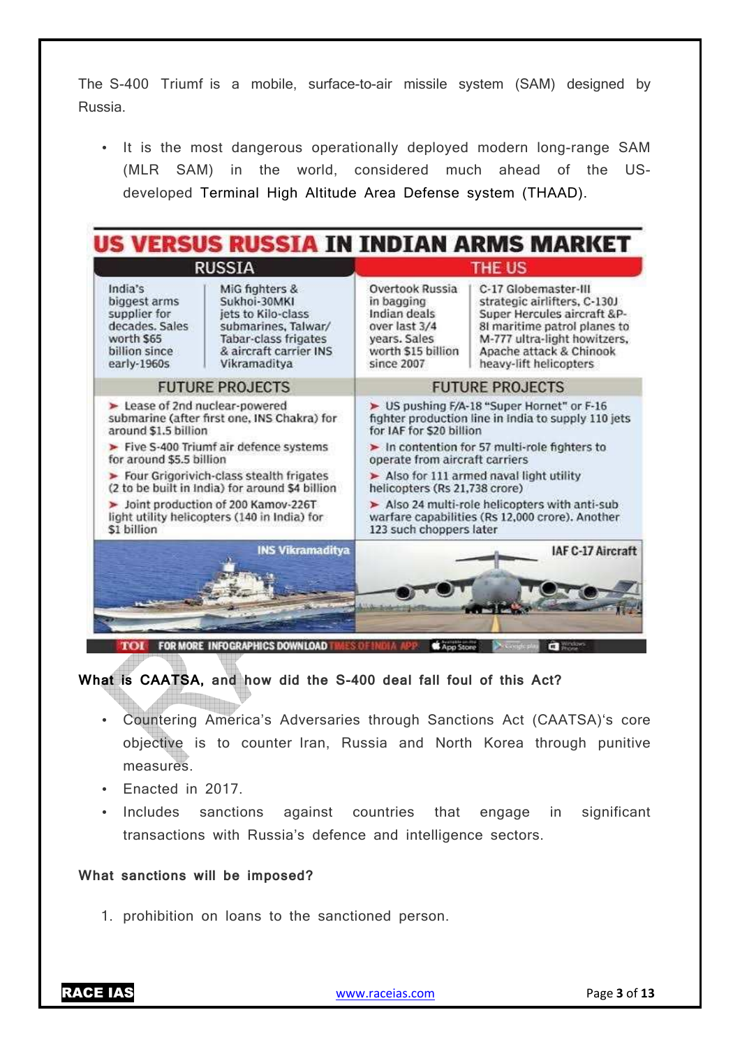The S-400 Triumf is a mobile, surface-to-air missile system (SAM) designed by Russia.

- It is the most dangerous operationally deployed modern long-range SAM (MLR SAM) in the world, considered much ahead of the US-developed Terminal High Altitude Area Defense system (THAAD).

## US VERSUS RUSSIA IN INDIAN ARMS MARKET

| RUSSIA | | THE US | |
|---|---|---|---|
| India's biggest arms supplier for decades. Sales worth $65 billion since early-1960s | MiG fighters & Sukhoi-30MKI jets to Kilo-class submarines, Talwar/ Tabar-class frigates & aircraft carrier INS Vikramaditya | Overtook Russia in bagging Indian deals over last 3/4 years. Sales worth $15 billion since 2007 | C-17 Globemaster-III strategic airlifters, C-130J Super Hercules aircraft &P-8I maritime patrol planes to M-777 ultra-light howitzers, Apache attack & Chinook heavy-lift helicopters |

| FUTURE PROJECTS (RUSSIA) | FUTURE PROJECTS (THE US) |
|---|---|
| ➤ Lease of 2nd nuclear-powered submarine (after first one, INS Chakra) for around $1.5 billion | ➤ US pushing F/A-18 "Super Hornet" or F-16 fighter production line in India to supply 110 jets for IAF for $20 billion |
| ➤ Five S-400 Triumf air defence systems for around $5.5 billion | ➤ In contention for 57 multi-role fighters to operate from aircraft carriers |
| ➤ Four Grigorivich-class stealth frigates (2 to be built in India) for around $4 billion | ➤ Also for 111 armed naval light utility helicopters (Rs 21,738 crore) |
| ➤ Joint production of 200 Kamov-226T light utility helicopters (140 in India) for $1 billion | ➤ Also 24 multi-role helicopters with anti-sub warfare capabilities (Rs 12,000 crore). Another 123 such choppers later |

INS Vikramaditya | IAF C-17 Aircraft

TOI FOR MORE INFOGRAPHICS DOWNLOAD TIMES OF INDIA APP

**What is CAATSA, and how did the S-400 deal fall foul of this Act?**

- Countering America's Adversaries through Sanctions Act (CAATSA)'s core objective is to counter Iran, Russia and North Korea through punitive measures.
- Enacted in 2017.
- Includes sanctions against countries that engage in significant transactions with Russia's defence and intelligence sectors.

**What sanctions will be imposed?**

1. prohibition on loans to the sanctioned person.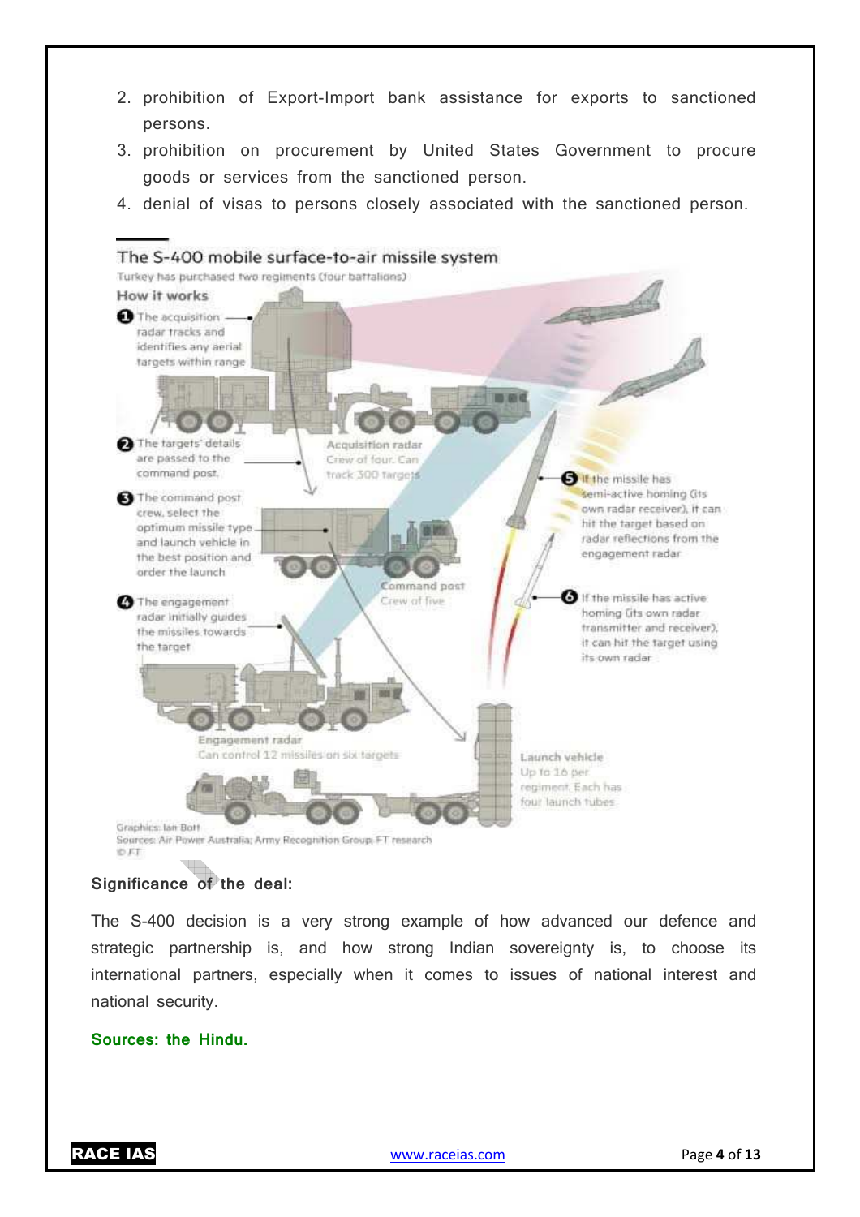2. prohibition of Export-Import bank assistance for exports to sanctioned persons.
3. prohibition on procurement by United States Government to procure goods or services from the sanctioned person.
4. denial of visas to persons closely associated with the sanctioned person.

**The S-400 mobile surface-to-air missile system**

Turkey has purchased two regiments (four battalions)

**How it works**

1. The acquisition radar tracks and identifies any aerial targets within range
2. The targets' details are passed to the command post.
3. The command post crew, select the optimum missile type and launch vehicle in the best position and order the launch
4. The engagement radar initially guides the missiles towards the target
5. If the missile has semi-active homing (its own radar receiver), it can hit the target based on radar reflections from the engagement radar
6. If the missile has active homing (its own radar transmitter and receiver), it can hit the target using its own radar

Acquisition radar: Crew of four. Can track 300 targets

Command post: Crew of five

Engagement radar: Can control 12 missiles on six targets

Launch vehicle: Up to 16 per regiment. Each has four launch tubes

Graphics: Ian Bott
Sources: Air Power Australia; Army Recognition Group; FT research
© FT

**Significance of the deal:**

The S-400 decision is a very strong example of how advanced our defence and strategic partnership is, and how strong Indian sovereignty is, to choose its international partners, especially when it comes to issues of national interest and national security.

**Sources: the Hindu.**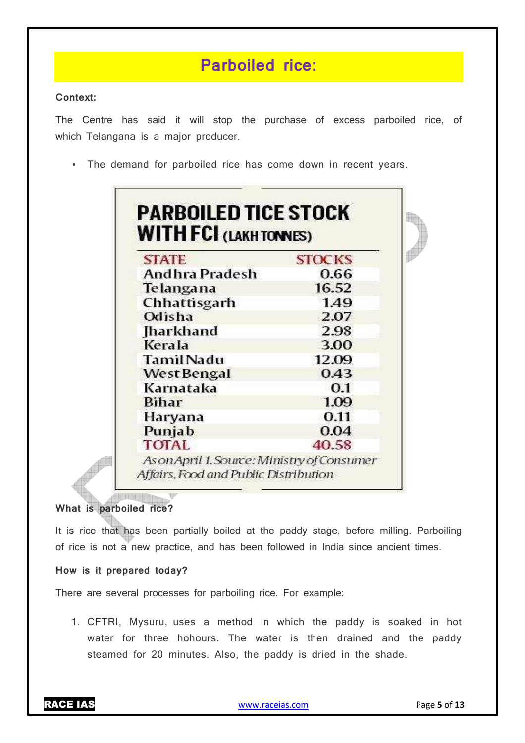# Parboiled rice:

**Context:**

The Centre has said it will stop the purchase of excess parboiled rice, of which Telangana is a major producer.

- The demand for parboiled rice has come down in recent years.

**PARBOILED TICE STOCK WITH FCI (LAKH TONNES)**

| STATE | STOCKS |
|---|---|
| Andhra Pradesh | 0.66 |
| Telangana | 16.52 |
| Chhattisgarh | 1.49 |
| Odisha | 2.07 |
| Jharkhand | 2.98 |
| Kerala | 3.00 |
| Tamil Nadu | 12.09 |
| West Bengal | 0.43 |
| Karnataka | 0.1 |
| Bihar | 1.09 |
| Haryana | 0.11 |
| Punjab | 0.04 |
| TOTAL | 40.58 |

*As on April 1. Source: Ministry of Consumer Affairs, Food and Public Distribution*

**What is parboiled rice?**

It is rice that has been partially boiled at the paddy stage, before milling. Parboiling of rice is not a new practice, and has been followed in India since ancient times.

**How is it prepared today?**

There are several processes for parboiling rice. For example:

1. CFTRI, Mysuru, uses a method in which the paddy is soaked in hot water for three hohours. The water is then drained and the paddy steamed for 20 minutes. Also, the paddy is dried in the shade.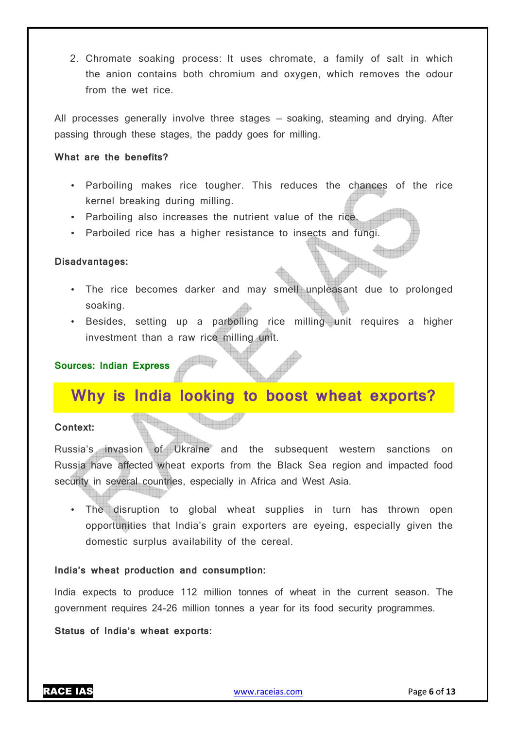2. Chromate soaking process: It uses chromate, a family of salt in which the anion contains both chromium and oxygen, which removes the odour from the wet rice.

All processes generally involve three stages – soaking, steaming and drying. After passing through these stages, the paddy goes for milling.

**What are the benefits?**

- Parboiling makes rice tougher. This reduces the chances of the rice kernel breaking during milling.
- Parboiling also increases the nutrient value of the rice.
- Parboiled rice has a higher resistance to insects and fungi.

**Disadvantages:**

- The rice becomes darker and may smell unpleasant due to prolonged soaking.
- Besides, setting up a parboiling rice milling unit requires a higher investment than a raw rice milling unit.

**Sources: Indian Express**

## Why is India looking to boost wheat exports?

**Context:**

Russia's invasion of Ukraine and the subsequent western sanctions on Russia have affected wheat exports from the Black Sea region and impacted food security in several countries, especially in Africa and West Asia.

- The disruption to global wheat supplies in turn has thrown open opportunities that India's grain exporters are eyeing, especially given the domestic surplus availability of the cereal.

**India's wheat production and consumption:**

India expects to produce 112 million tonnes of wheat in the current season. The government requires 24-26 million tonnes a year for its food security programmes.

**Status of India's wheat exports:**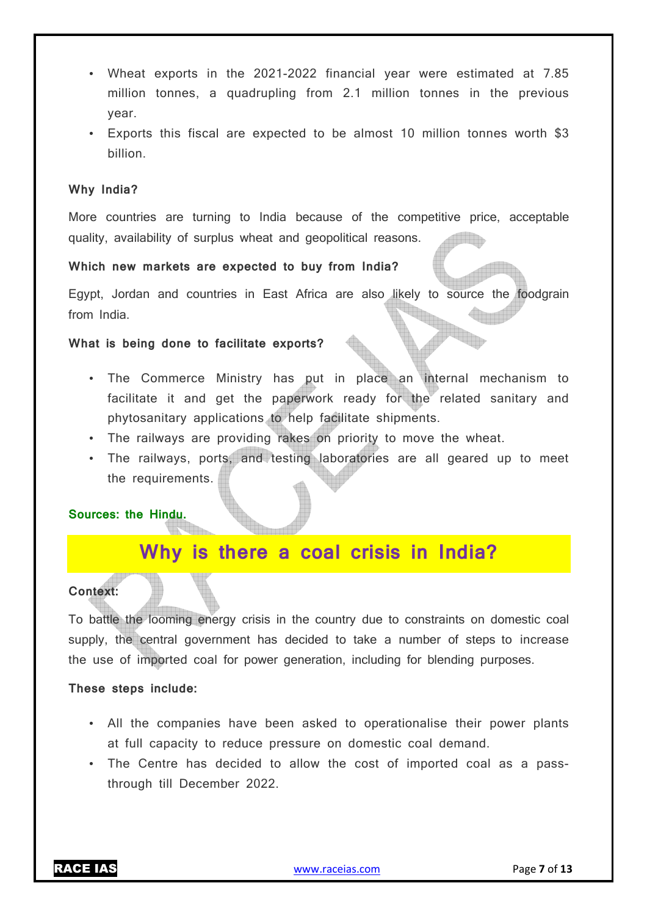- Wheat exports in the 2021-2022 financial year were estimated at 7.85 million tonnes, a quadrupling from 2.1 million tonnes in the previous year.
- Exports this fiscal are expected to be almost 10 million tonnes worth $3 billion.

**Why India?**

More countries are turning to India because of the competitive price, acceptable quality, availability of surplus wheat and geopolitical reasons.

**Which new markets are expected to buy from India?**

Egypt, Jordan and countries in East Africa are also likely to source the foodgrain from India.

**What is being done to facilitate exports?**

- The Commerce Ministry has put in place an internal mechanism to facilitate it and get the paperwork ready for the related sanitary and phytosanitary applications to help facilitate shipments.
- The railways are providing rakes on priority to move the wheat.
- The railways, ports, and testing laboratories are all geared up to meet the requirements.

**Sources: the Hindu.**

## Why is there a coal crisis in India?

**Context:**

To battle the looming energy crisis in the country due to constraints on domestic coal supply, the central government has decided to take a number of steps to increase the use of imported coal for power generation, including for blending purposes.

**These steps include:**

- All the companies have been asked to operationalise their power plants at full capacity to reduce pressure on domestic coal demand.
- The Centre has decided to allow the cost of imported coal as a pass-through till December 2022.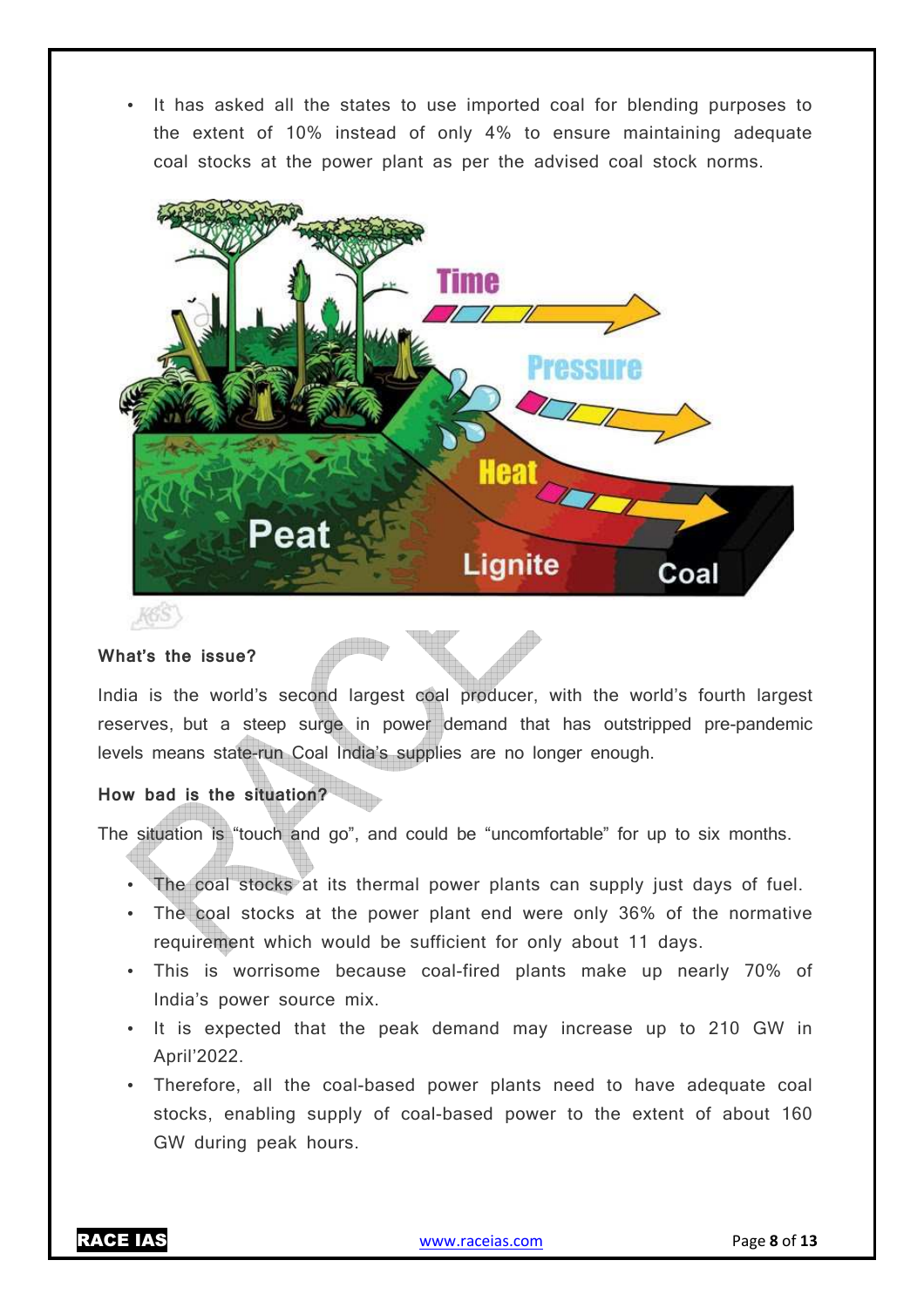- It has asked all the states to use imported coal for blending purposes to the extent of 10% instead of only 4% to ensure maintaining adequate coal stocks at the power plant as per the advised coal stock norms.

**What's the issue?**

India is the world's second largest coal producer, with the world's fourth largest reserves, but a steep surge in power demand that has outstripped pre-pandemic levels means state-run Coal India's supplies are no longer enough.

**How bad is the situation?**

The situation is "touch and go", and could be "uncomfortable" for up to six months.

- The coal stocks at its thermal power plants can supply just days of fuel.
- The coal stocks at the power plant end were only 36% of the normative requirement which would be sufficient for only about 11 days.
- This is worrisome because coal-fired plants make up nearly 70% of India's power source mix.
- It is expected that the peak demand may increase up to 210 GW in April'2022.
- Therefore, all the coal-based power plants need to have adequate coal stocks, enabling supply of coal-based power to the extent of about 160 GW during peak hours.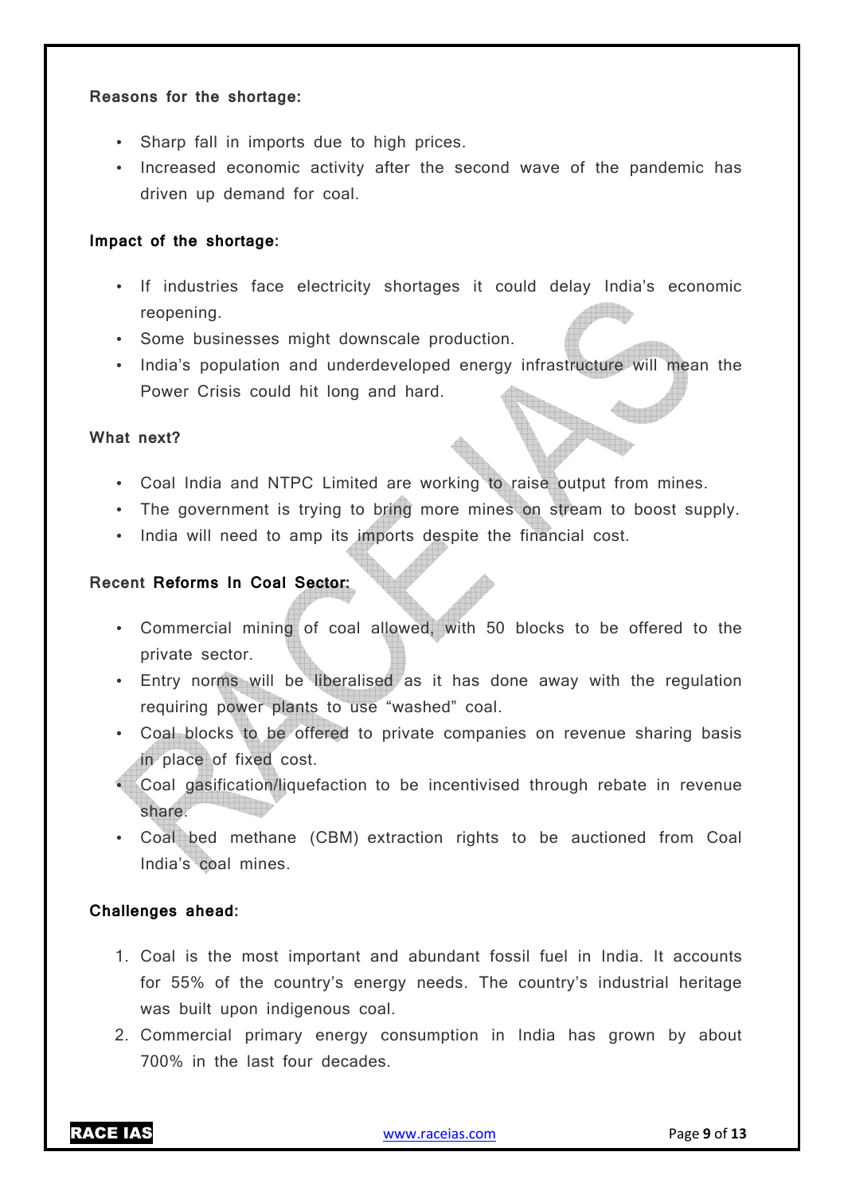**Reasons for the shortage:**

- Sharp fall in imports due to high prices.
- Increased economic activity after the second wave of the pandemic has driven up demand for coal.

**Impact of the shortage:**

- If industries face electricity shortages it could delay India's economic reopening.
- Some businesses might downscale production.
- India's population and underdeveloped energy infrastructure will mean the Power Crisis could hit long and hard.

**What next?**

- Coal India and NTPC Limited are working to raise output from mines.
- The government is trying to bring more mines on stream to boost supply.
- India will need to amp its imports despite the financial cost.

**Recent Reforms In Coal Sector:**

- Commercial mining of coal allowed, with 50 blocks to be offered to the private sector.
- Entry norms will be liberalised as it has done away with the regulation requiring power plants to use "washed" coal.
- Coal blocks to be offered to private companies on revenue sharing basis in place of fixed cost.
- Coal gasification/liquefaction to be incentivised through rebate in revenue share.
- Coal bed methane (CBM) extraction rights to be auctioned from Coal India's coal mines.

**Challenges ahead:**

1. Coal is the most important and abundant fossil fuel in India. It accounts for 55% of the country's energy needs. The country's industrial heritage was built upon indigenous coal.
2. Commercial primary energy consumption in India has grown by about 700% in the last four decades.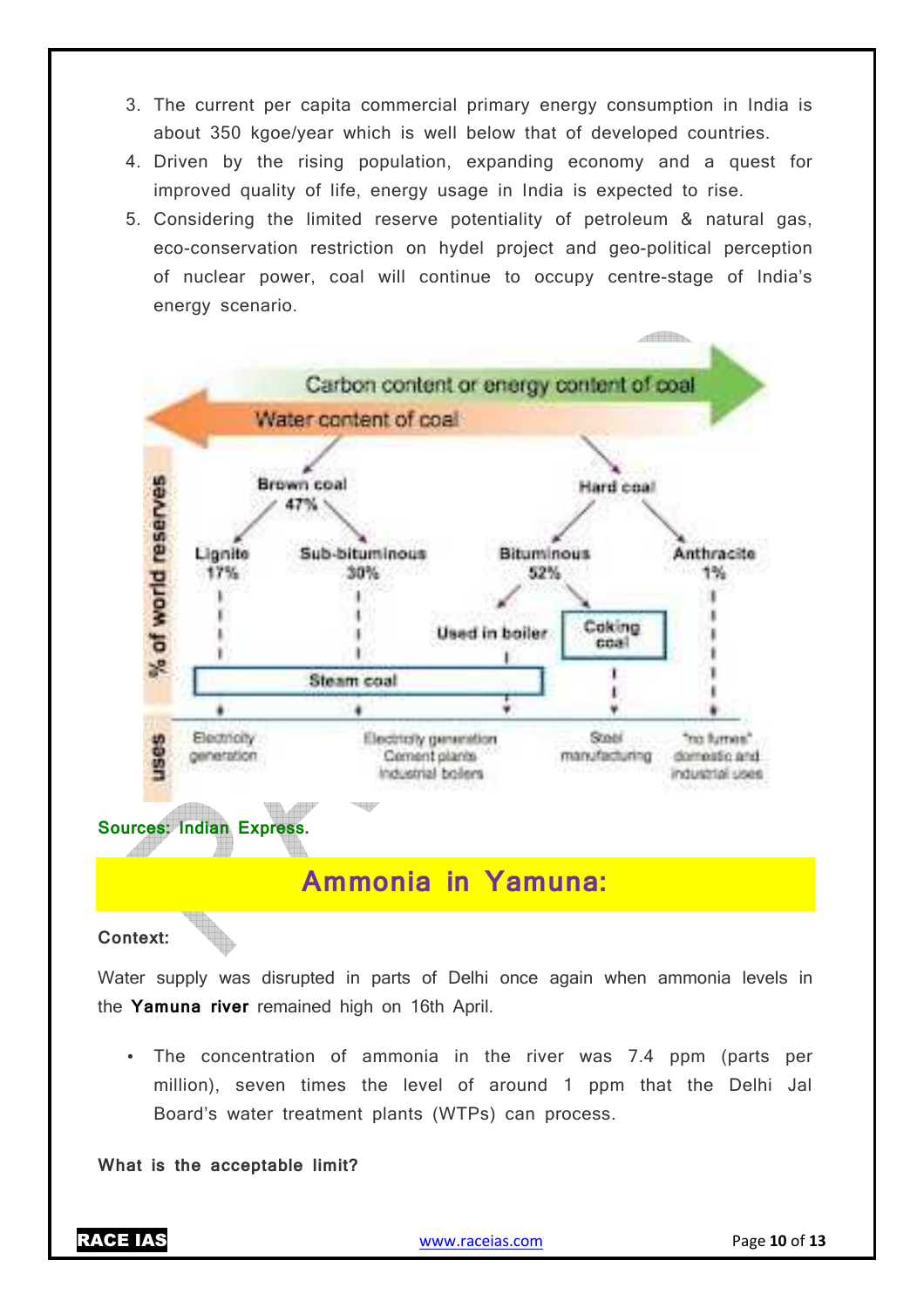3. The current per capita commercial primary energy consumption in India is about 350 kgoe/year which is well below that of developed countries.
4. Driven by the rising population, expanding economy and a quest for improved quality of life, energy usage in India is expected to rise.
5. Considering the limited reserve potentiality of petroleum & natural gas, eco-conservation restriction on hydel project and geo-political perception of nuclear power, coal will continue to occupy centre-stage of India's energy scenario.

Carbon content or energy content of coal

Water content of coal

% of world reserves

- Brown coal 47%
  - Lignite 17%
  - Sub-bituminous 30%
- Hard coal
  - Bituminous 52%
    - Used in boiler
    - Coking coal
  - Anthracite 1%

Steam coal

Uses:

- Electricity generation
- Electricity generation, Cement plants, Industrial boilers
- Steel manufacturing
- "no fumes" domestic and industrial uses

**Sources: Indian Express.**

## Ammonia in Yamuna:

**Context:**

Water supply was disrupted in parts of Delhi once again when ammonia levels in the **Yamuna river** remained high on 16th April.

- The concentration of ammonia in the river was 7.4 ppm (parts per million), seven times the level of around 1 ppm that the Delhi Jal Board's water treatment plants (WTPs) can process.

**What is the acceptable limit?**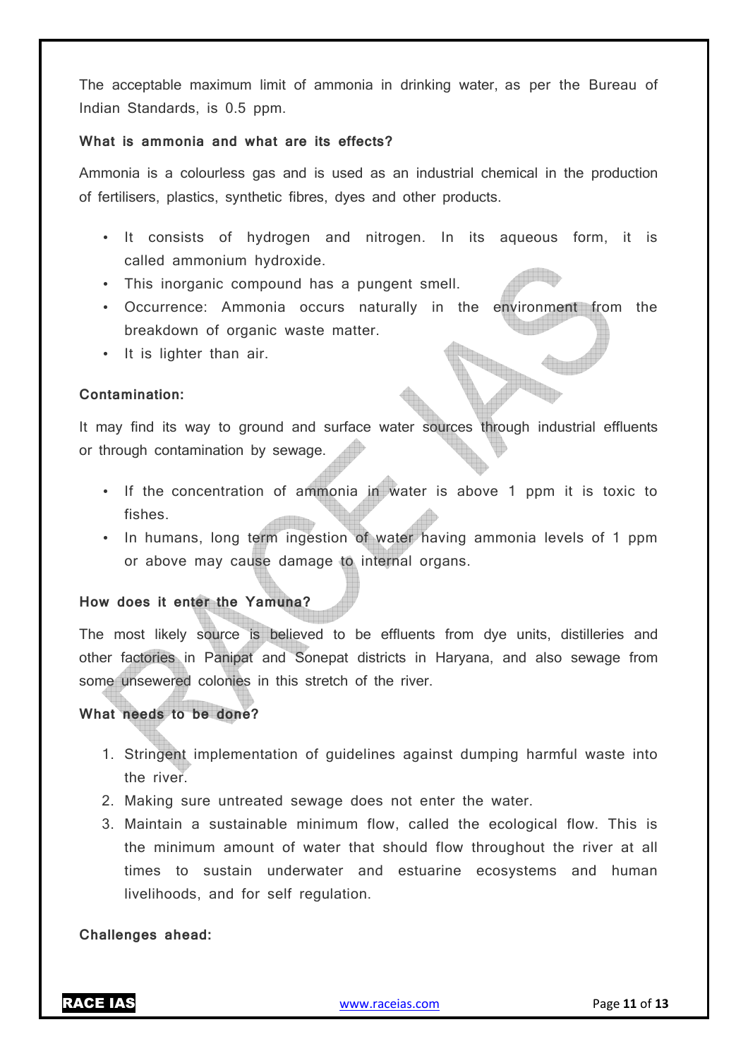The acceptable maximum limit of ammonia in drinking water, as per the Bureau of Indian Standards, is 0.5 ppm.

**What is ammonia and what are its effects?**

Ammonia is a colourless gas and is used as an industrial chemical in the production of fertilisers, plastics, synthetic fibres, dyes and other products.

- It consists of hydrogen and nitrogen. In its aqueous form, it is called ammonium hydroxide.
- This inorganic compound has a pungent smell.
- Occurrence: Ammonia occurs naturally in the environment from the breakdown of organic waste matter.
- It is lighter than air.

**Contamination:**

It may find its way to ground and surface water sources through industrial effluents or through contamination by sewage.

- If the concentration of ammonia in water is above 1 ppm it is toxic to fishes.
- In humans, long term ingestion of water having ammonia levels of 1 ppm or above may cause damage to internal organs.

**How does it enter the Yamuna?**

The most likely source is believed to be effluents from dye units, distilleries and other factories in Panipat and Sonepat districts in Haryana, and also sewage from some unsewered colonies in this stretch of the river.

**What needs to be done?**

1. Stringent implementation of guidelines against dumping harmful waste into the river.
2. Making sure untreated sewage does not enter the water.
3. Maintain a sustainable minimum flow, called the ecological flow. This is the minimum amount of water that should flow throughout the river at all times to sustain underwater and estuarine ecosystems and human livelihoods, and for self regulation.

**Challenges ahead:**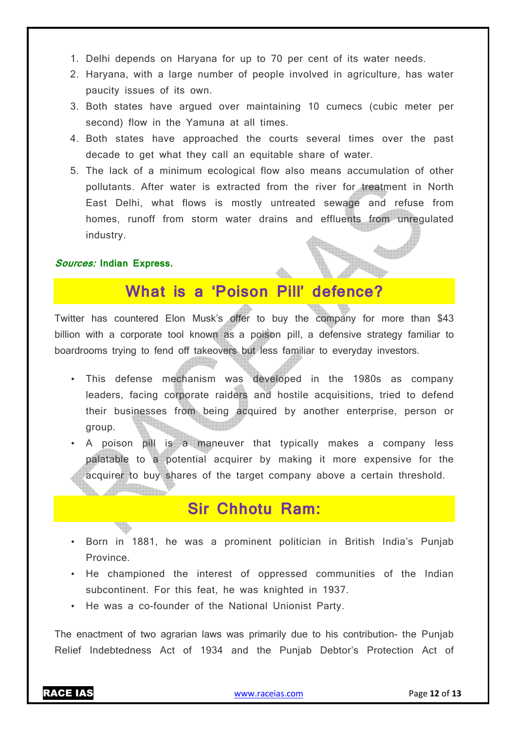1. Delhi depends on Haryana for up to 70 per cent of its water needs.
2. Haryana, with a large number of people involved in agriculture, has water paucity issues of its own.
3. Both states have argued over maintaining 10 cumecs (cubic meter per second) flow in the Yamuna at all times.
4. Both states have approached the courts several times over the past decade to get what they call an equitable share of water.
5. The lack of a minimum ecological flow also means accumulation of other pollutants. After water is extracted from the river for treatment in North East Delhi, what flows is mostly untreated sewage and refuse from homes, runoff from storm water drains and effluents from unregulated industry.

***Sources:*** **Indian Express.**

## What is a 'Poison Pill' defence?

Twitter has countered Elon Musk's offer to buy the company for more than $43 billion with a corporate tool known as a poison pill, a defensive strategy familiar to boardrooms trying to fend off takeovers but less familiar to everyday investors.

- This defense mechanism was developed in the 1980s as company leaders, facing corporate raiders and hostile acquisitions, tried to defend their businesses from being acquired by another enterprise, person or group.
- A poison pill is a maneuver that typically makes a company less palatable to a potential acquirer by making it more expensive for the acquirer to buy shares of the target company above a certain threshold.

## Sir Chhotu Ram:

- Born in 1881, he was a prominent politician in British India's Punjab Province.
- He championed the interest of oppressed communities of the Indian subcontinent. For this feat, he was knighted in 1937.
- He was a co-founder of the National Unionist Party.

The enactment of two agrarian laws was primarily due to his contribution- the Punjab Relief Indebtedness Act of 1934 and the Punjab Debtor's Protection Act of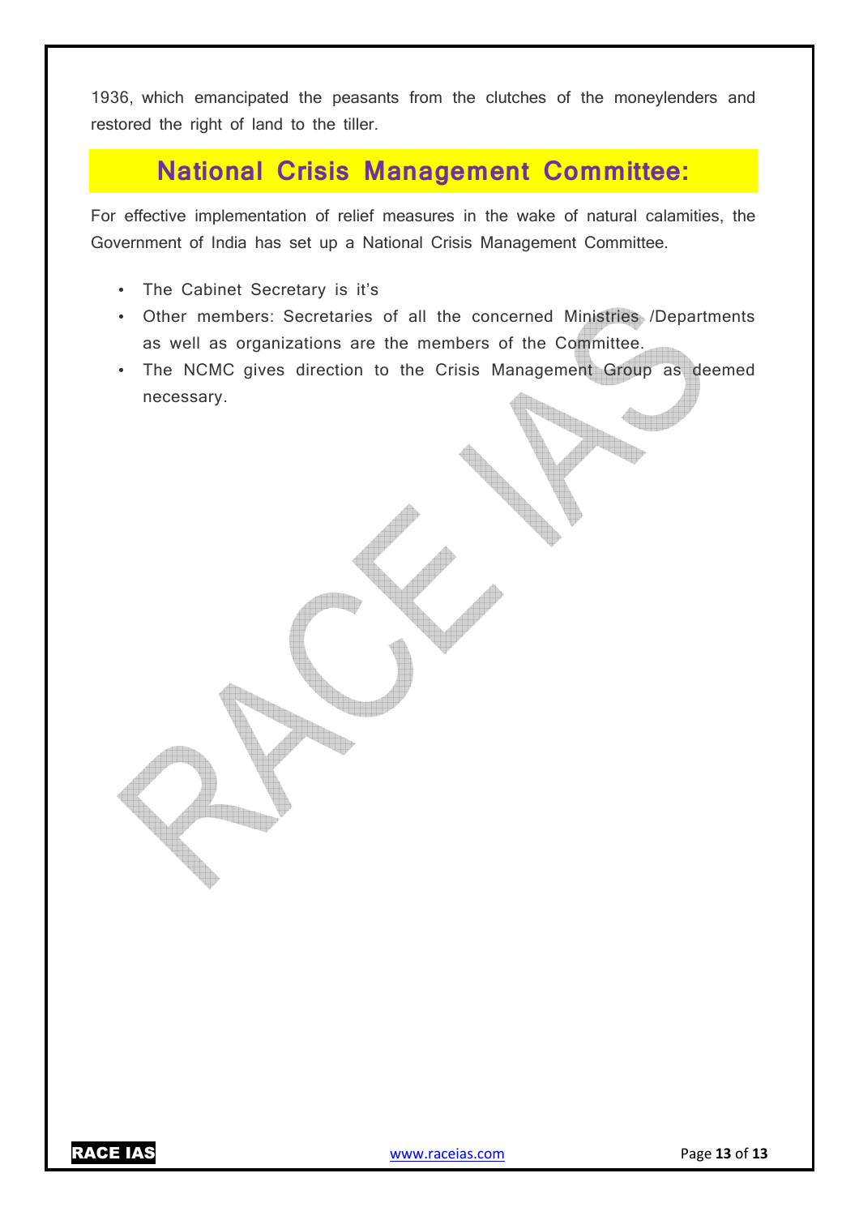1936, which emancipated the peasants from the clutches of the moneylenders and restored the right of land to the tiller.

## National Crisis Management Committee:

For effective implementation of relief measures in the wake of natural calamities, the Government of India has set up a National Crisis Management Committee.

- The Cabinet Secretary is it's
- Other members: Secretaries of all the concerned Ministries /Departments as well as organizations are the members of the Committee.
- The NCMC gives direction to the Crisis Management Group as deemed necessary.